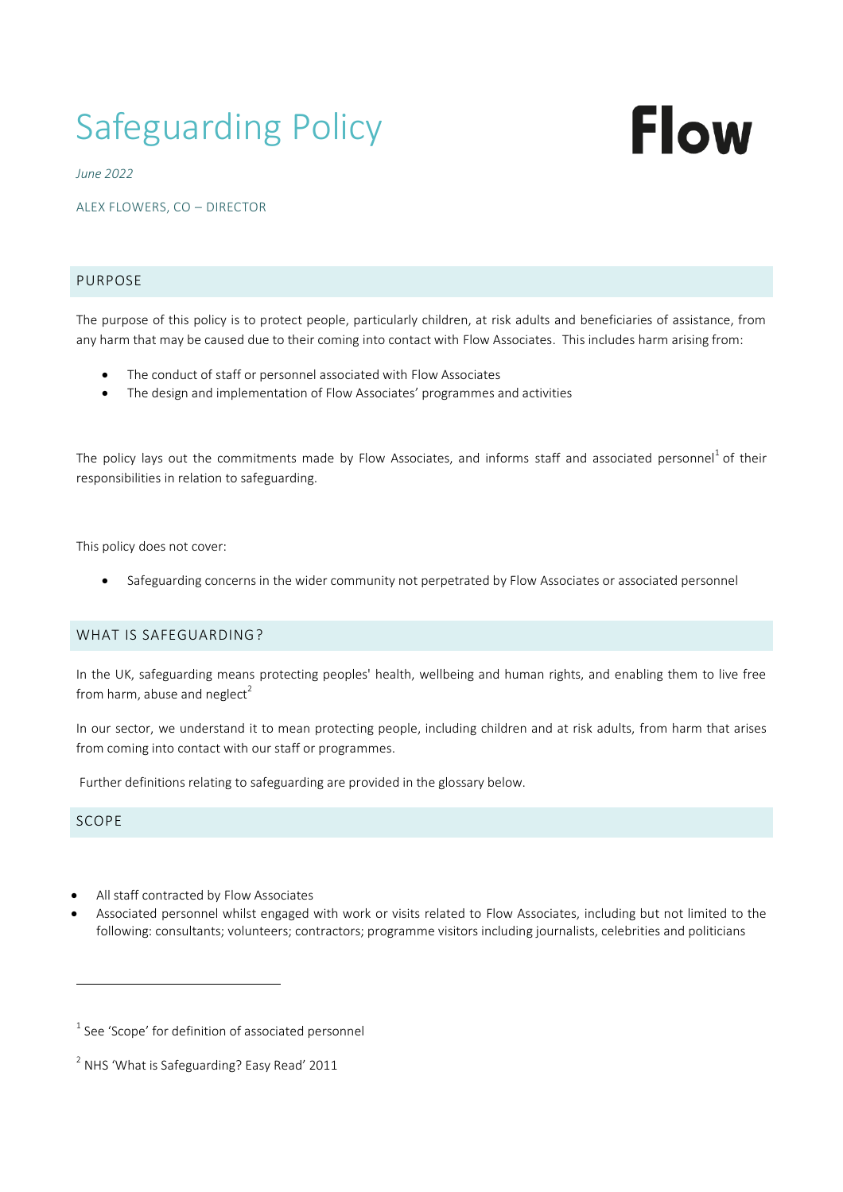# Safeguarding Policy

**Flow**

*June 2022*

ALEX FLOWERS, CO – DIRECTOR

## PURPOSE

The purpose of this policy is to protect people, particularly children, at risk adults and beneficiaries of assistance, from any harm that may be caused due to their coming into contact with Flow Associates. This includes harm arising from:

- The conduct of staff or personnel associated with Flow Associates
- The design and implementation of Flow Associates' programmes and activities

The policy lays out the commitments made by Flow Associates, and informs staff and associated personnel[1] of their responsibilities in relation to safeguarding.

This policy does not cover:

- Safeguarding concerns in the wider community not perpetrated by Flow Associates or associated personnel

## WHAT IS SAFEGUARDING?

In the UK, safeguarding means protecting peoples' health, wellbeing and human rights, and enabling them to live free from harm, abuse and neglect[2]

In our sector, we understand it to mean protecting people, including children and at risk adults, from harm that arises from coming into contact with our staff or programmes.

Further definitions relating to safeguarding are provided in the glossary below.

## SCOPE

- All staff contracted by Flow Associates
- Associated personnel whilst engaged with work or visits related to Flow Associates, including but not limited to the following: consultants; volunteers; contractors; programme visitors including journalists, celebrities and politicians

---

[1] See 'Scope' for definition of associated personnel

[2] NHS 'What is Safeguarding? Easy Read' 2011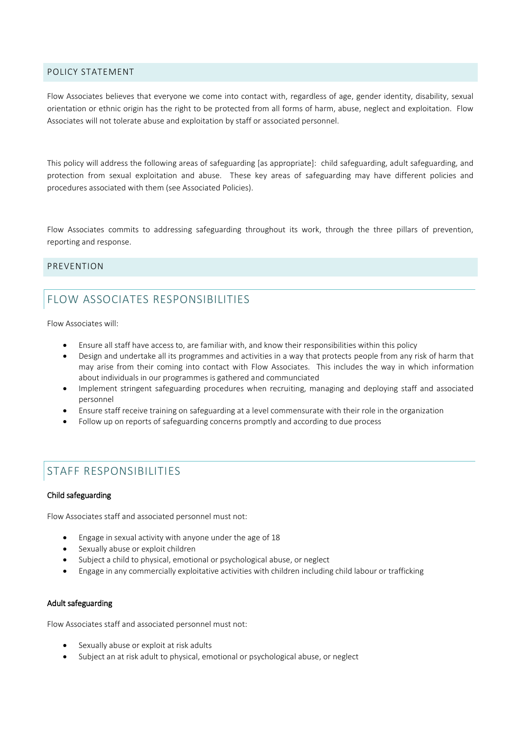## POLICY STATEMENT

Flow Associates believes that everyone we come into contact with, regardless of age, gender identity, disability, sexual orientation or ethnic origin has the right to be protected from all forms of harm, abuse, neglect and exploitation. Flow Associates will not tolerate abuse and exploitation by staff or associated personnel.

This policy will address the following areas of safeguarding [as appropriate]: child safeguarding, adult safeguarding, and protection from sexual exploitation and abuse. These key areas of safeguarding may have different policies and procedures associated with them (see Associated Policies).

Flow Associates commits to addressing safeguarding throughout its work, through the three pillars of prevention, reporting and response.

## PREVENTION

### FLOW ASSOCIATES RESPONSIBILITIES

Flow Associates will:

- Ensure all staff have access to, are familiar with, and know their responsibilities within this policy
- Design and undertake all its programmes and activities in a way that protects people from any risk of harm that may arise from their coming into contact with Flow Associates. This includes the way in which information about individuals in our programmes is gathered and communciated
- Implement stringent safeguarding procedures when recruiting, managing and deploying staff and associated personnel
- Ensure staff receive training on safeguarding at a level commensurate with their role in the organization
- Follow up on reports of safeguarding concerns promptly and according to due process

### STAFF RESPONSIBILITIES

**Child safeguarding**

Flow Associates staff and associated personnel must not:

- Engage in sexual activity with anyone under the age of 18
- Sexually abuse or exploit children
- Subject a child to physical, emotional or psychological abuse, or neglect
- Engage in any commercially exploitative activities with children including child labour or trafficking

**Adult safeguarding**

Flow Associates staff and associated personnel must not:

- Sexually abuse or exploit at risk adults
- Subject an at risk adult to physical, emotional or psychological abuse, or neglect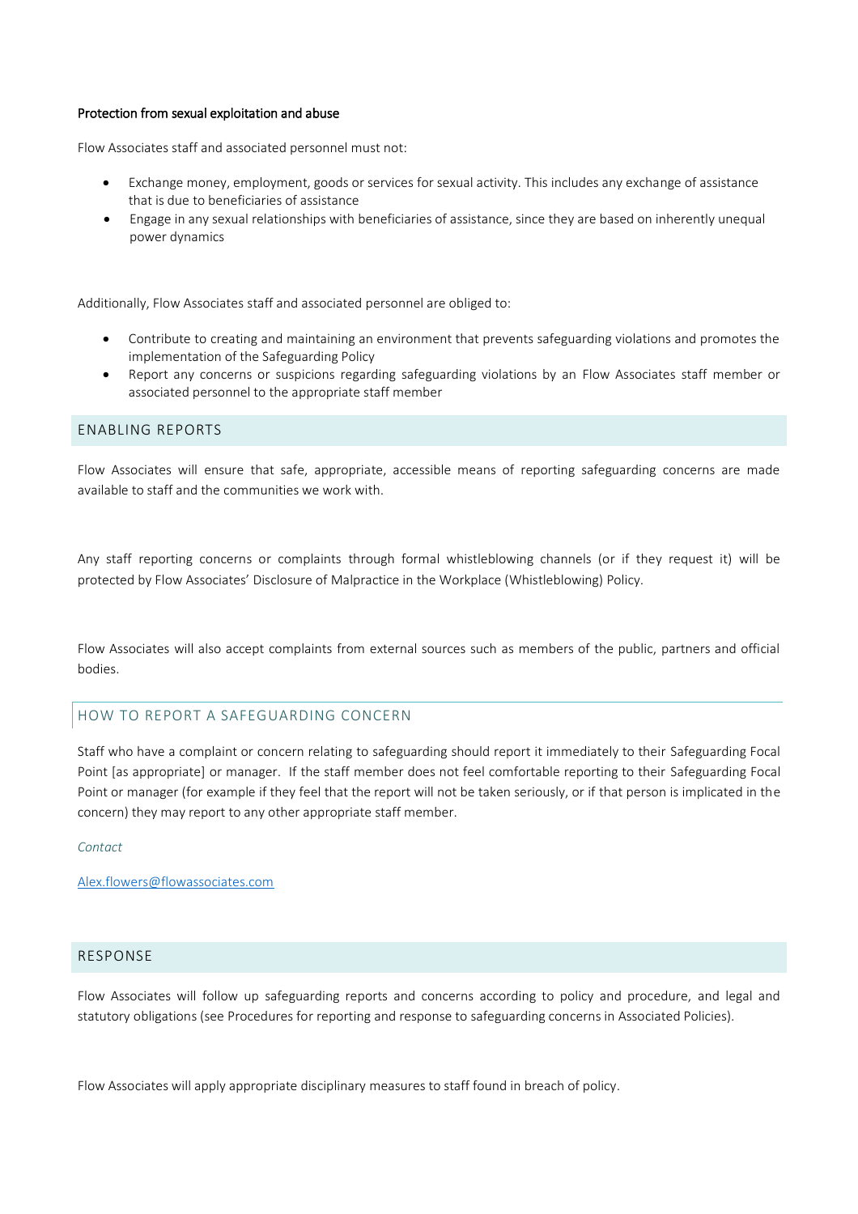**Protection from sexual exploitation and abuse**

Flow Associates staff and associated personnel must not:

- Exchange money, employment, goods or services for sexual activity. This includes any exchange of assistance that is due to beneficiaries of assistance
- Engage in any sexual relationships with beneficiaries of assistance, since they are based on inherently unequal power dynamics

Additionally, Flow Associates staff and associated personnel are obliged to:

- Contribute to creating and maintaining an environment that prevents safeguarding violations and promotes the implementation of the Safeguarding Policy
- Report any concerns or suspicions regarding safeguarding violations by an Flow Associates staff member or associated personnel to the appropriate staff member

## ENABLING REPORTS

Flow Associates will ensure that safe, appropriate, accessible means of reporting safeguarding concerns are made available to staff and the communities we work with.

Any staff reporting concerns or complaints through formal whistleblowing channels (or if they request it) will be protected by Flow Associates' Disclosure of Malpractice in the Workplace (Whistleblowing) Policy.

Flow Associates will also accept complaints from external sources such as members of the public, partners and official bodies.

## HOW TO REPORT A SAFEGUARDING CONCERN

Staff who have a complaint or concern relating to safeguarding should report it immediately to their Safeguarding Focal Point [as appropriate] or manager. If the staff member does not feel comfortable reporting to their Safeguarding Focal Point or manager (for example if they feel that the report will not be taken seriously, or if that person is implicated in the concern) they may report to any other appropriate staff member.

*Contact*

Alex.flowers@flowassociates.com

## RESPONSE

Flow Associates will follow up safeguarding reports and concerns according to policy and procedure, and legal and statutory obligations (see Procedures for reporting and response to safeguarding concerns in Associated Policies).

Flow Associates will apply appropriate disciplinary measures to staff found in breach of policy.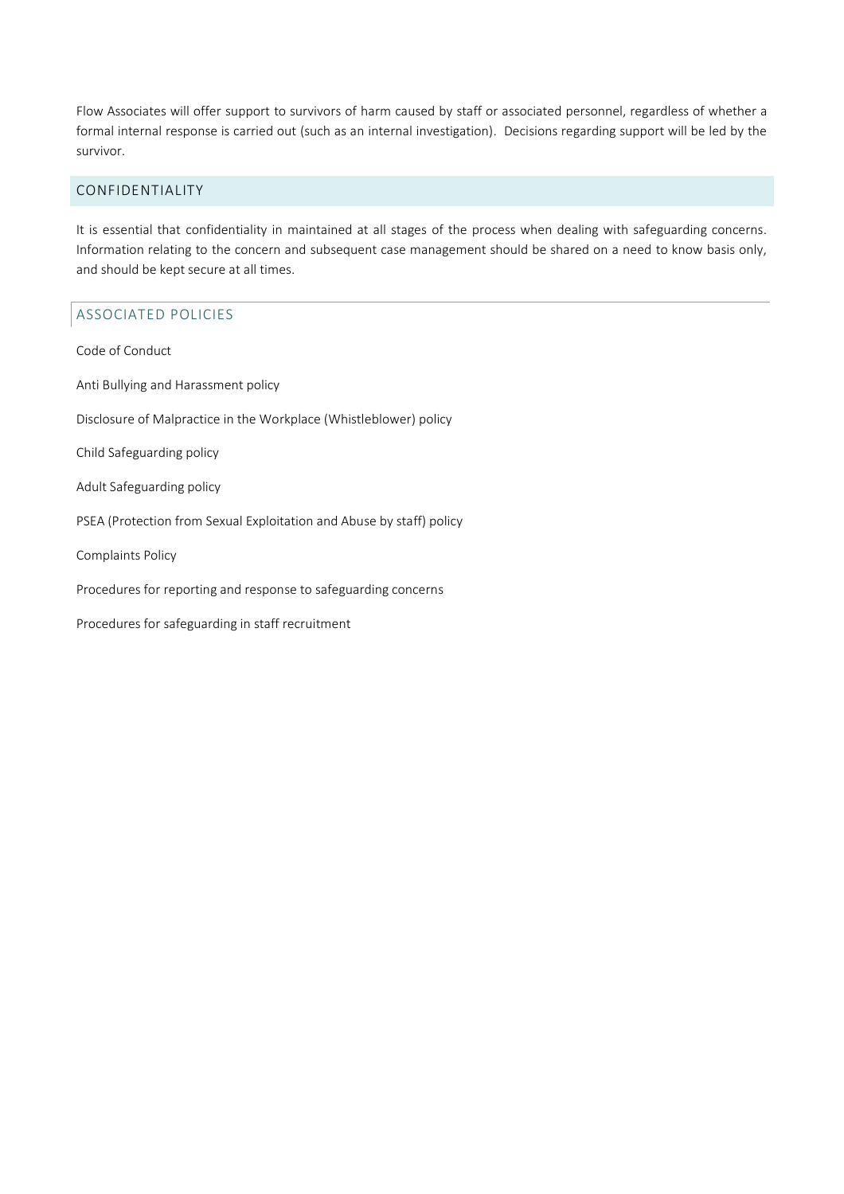Flow Associates will offer support to survivors of harm caused by staff or associated personnel, regardless of whether a formal internal response is carried out (such as an internal investigation). Decisions regarding support will be led by the survivor.

## CONFIDENTIALITY

It is essential that confidentiality in maintained at all stages of the process when dealing with safeguarding concerns. Information relating to the concern and subsequent case management should be shared on a need to know basis only, and should be kept secure at all times.

## ASSOCIATED POLICIES

Code of Conduct

Anti Bullying and Harassment policy

Disclosure of Malpractice in the Workplace (Whistleblower) policy

Child Safeguarding policy

Adult Safeguarding policy

PSEA (Protection from Sexual Exploitation and Abuse by staff) policy

Complaints Policy

Procedures for reporting and response to safeguarding concerns

Procedures for safeguarding in staff recruitment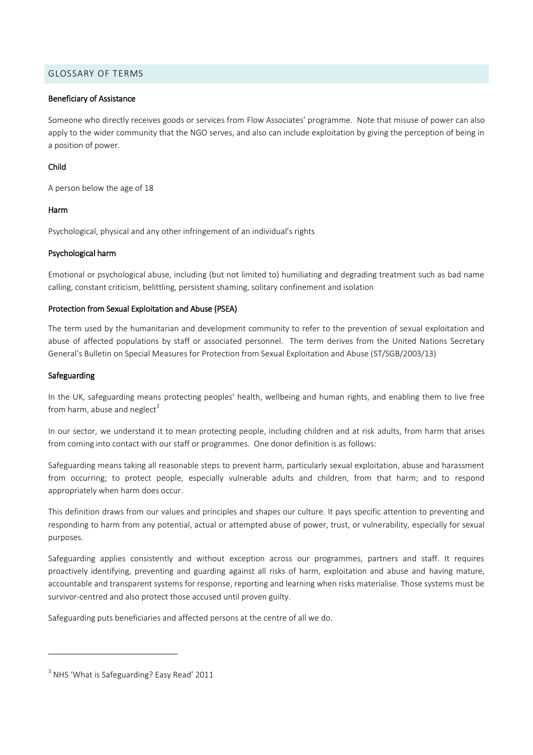## GLOSSARY OF TERMS

**Beneficiary of Assistance**

Someone who directly receives goods or services from Flow Associates' programme. Note that misuse of power can also apply to the wider community that the NGO serves, and also can include exploitation by giving the perception of being in a position of power.

**Child**

A person below the age of 18

**Harm**

Psychological, physical and any other infringement of an individual's rights

**Psychological harm**

Emotional or psychological abuse, including (but not limited to) humiliating and degrading treatment such as bad name calling, constant criticism, belittling, persistent shaming, solitary confinement and isolation

**Protection from Sexual Exploitation and Abuse (PSEA)**

The term used by the humanitarian and development community to refer to the prevention of sexual exploitation and abuse of affected populations by staff or associated personnel. The term derives from the United Nations Secretary General's Bulletin on Special Measures for Protection from Sexual Exploitation and Abuse (ST/SGB/2003/13)

**Safeguarding**

In the UK, safeguarding means protecting peoples' health, wellbeing and human rights, and enabling them to live free from harm, abuse and neglect[3]

In our sector, we understand it to mean protecting people, including children and at risk adults, from harm that arises from coming into contact with our staff or programmes. One donor definition is as follows:

Safeguarding means taking all reasonable steps to prevent harm, particularly sexual exploitation, abuse and harassment from occurring; to protect people, especially vulnerable adults and children, from that harm; and to respond appropriately when harm does occur.

This definition draws from our values and principles and shapes our culture. It pays specific attention to preventing and responding to harm from any potential, actual or attempted abuse of power, trust, or vulnerability, especially for sexual purposes.

Safeguarding applies consistently and without exception across our programmes, partners and staff. It requires proactively identifying, preventing and guarding against all risks of harm, exploitation and abuse and having mature, accountable and transparent systems for response, reporting and learning when risks materialise. Those systems must be survivor-centred and also protect those accused until proven guilty.

Safeguarding puts beneficiaries and affected persons at the centre of all we do.

---

[3] NHS 'What is Safeguarding? Easy Read' 2011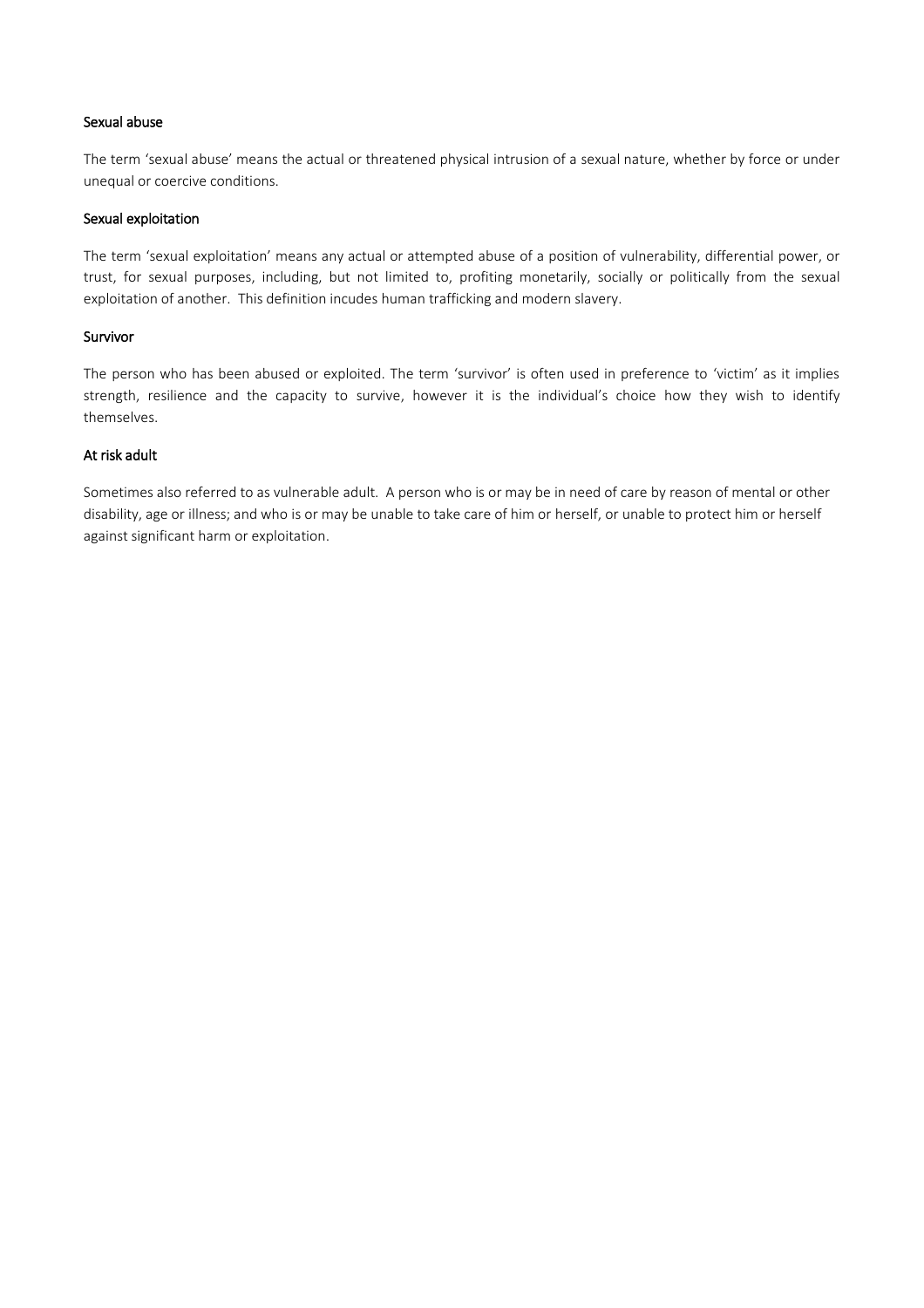### Sexual abuse

The term 'sexual abuse' means the actual or threatened physical intrusion of a sexual nature, whether by force or under unequal or coercive conditions.

### Sexual exploitation

The term 'sexual exploitation' means any actual or attempted abuse of a position of vulnerability, differential power, or trust, for sexual purposes, including, but not limited to, profiting monetarily, socially or politically from the sexual exploitation of another. This definition incudes human trafficking and modern slavery.

### Survivor

The person who has been abused or exploited. The term 'survivor' is often used in preference to 'victim' as it implies strength, resilience and the capacity to survive, however it is the individual's choice how they wish to identify themselves.

### At risk adult

Sometimes also referred to as vulnerable adult. A person who is or may be in need of care by reason of mental or other disability, age or illness; and who is or may be unable to take care of him or herself, or unable to protect him or herself against significant harm or exploitation.